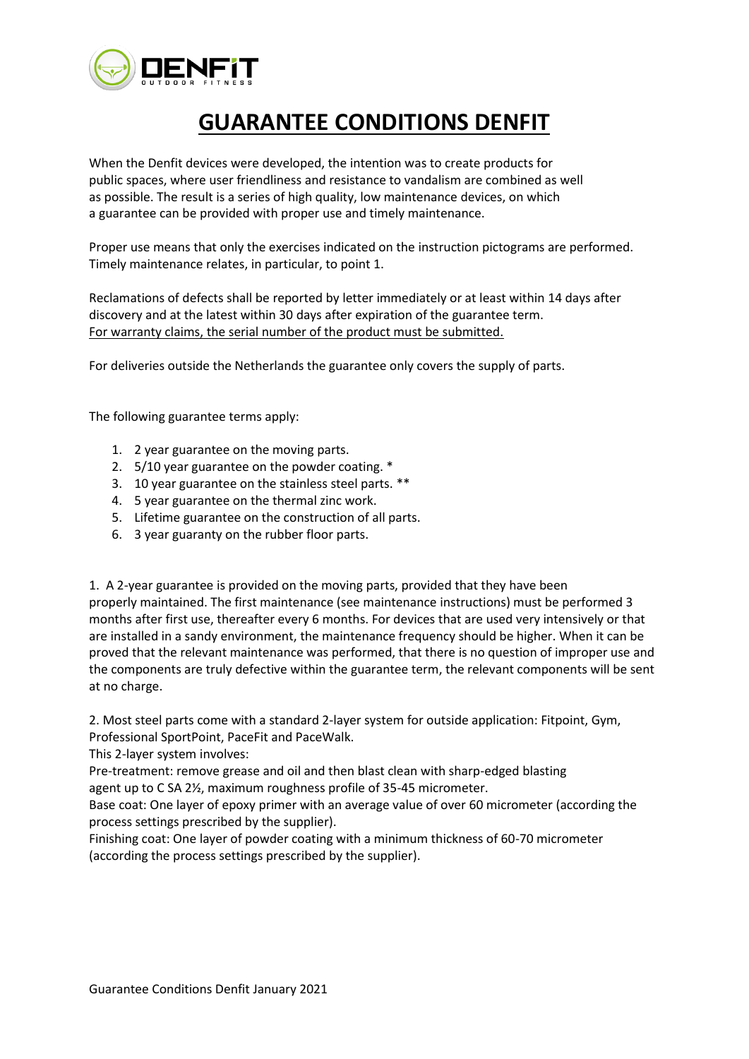# GUARANTEE CONDITIONS DENFIT

When the Denfit devices were developed, the intention was to create products for public spaces, where user friendliness and resistance to vandalism are combined as well as possible. The result is a series of high quality, low maintenance devices, on which a guarantee can be provided with proper use and timely maintenance.

Proper use means that only the exercises indicated on the instruction pictograms are performed. Timely maintenance relates, in particular, to point 1.

Reclamations of defects shall be reported by letter immediately or at least within 14 days after discovery and at the latest within 30 days after expiration of the guarantee term.
<u>For warranty claims, the serial number of the product must be submitted.</u>

For deliveries outside the Netherlands the guarantee only covers the supply of parts.

The following guarantee terms apply:

1. 2 year guarantee on the moving parts.
2. 5/10 year guarantee on the powder coating. *
3. 10 year guarantee on the stainless steel parts. **
4. 5 year guarantee on the thermal zinc work.
5. Lifetime guarantee on the construction of all parts.
6. 3 year guaranty on the rubber floor parts.

1. A 2-year guarantee is provided on the moving parts, provided that they have been properly maintained. The first maintenance (see maintenance instructions) must be performed 3 months after first use, thereafter every 6 months. For devices that are used very intensively or that are installed in a sandy environment, the maintenance frequency should be higher. When it can be proved that the relevant maintenance was performed, that there is no question of improper use and the components are truly defective within the guarantee term, the relevant components will be sent at no charge.

2. Most steel parts come with a standard 2-layer system for outside application: Fitpoint, Gym, Professional SportPoint, PaceFit and PaceWalk.
This 2-layer system involves:
Pre-treatment: remove grease and oil and then blast clean with sharp-edged blasting agent up to C SA 2½, maximum roughness profile of 35-45 micrometer.
Base coat: One layer of epoxy primer with an average value of over 60 micrometer (according the process settings prescribed by the supplier).
Finishing coat: One layer of powder coating with a minimum thickness of 60-70 micrometer (according the process settings prescribed by the supplier).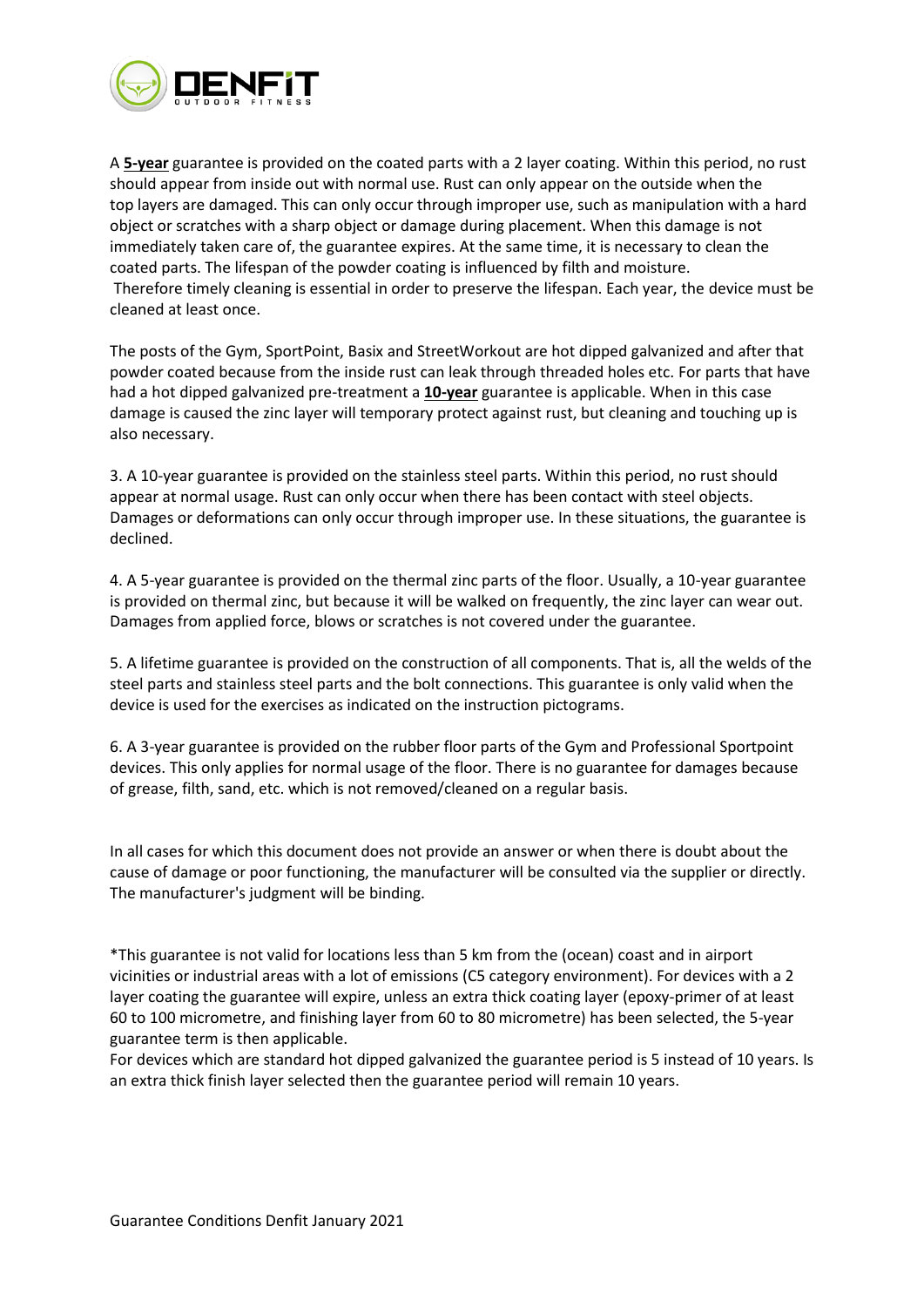A **5-year** guarantee is provided on the coated parts with a 2 layer coating. Within this period, no rust should appear from inside out with normal use. Rust can only appear on the outside when the top layers are damaged. This can only occur through improper use, such as manipulation with a hard object or scratches with a sharp object or damage during placement. When this damage is not immediately taken care of, the guarantee expires. At the same time, it is necessary to clean the coated parts. The lifespan of the powder coating is influenced by filth and moisture. Therefore timely cleaning is essential in order to preserve the lifespan. Each year, the device must be cleaned at least once.

The posts of the Gym, SportPoint, Basix and StreetWorkout are hot dipped galvanized and after that powder coated because from the inside rust can leak through threaded holes etc. For parts that have had a hot dipped galvanized pre-treatment a **10-year** guarantee is applicable. When in this case damage is caused the zinc layer will temporary protect against rust, but cleaning and touching up is also necessary.

3. A 10-year guarantee is provided on the stainless steel parts. Within this period, no rust should appear at normal usage. Rust can only occur when there has been contact with steel objects. Damages or deformations can only occur through improper use. In these situations, the guarantee is declined.

4. A 5-year guarantee is provided on the thermal zinc parts of the floor. Usually, a 10-year guarantee is provided on thermal zinc, but because it will be walked on frequently, the zinc layer can wear out. Damages from applied force, blows or scratches is not covered under the guarantee.

5. A lifetime guarantee is provided on the construction of all components. That is, all the welds of the steel parts and stainless steel parts and the bolt connections. This guarantee is only valid when the device is used for the exercises as indicated on the instruction pictograms.

6. A 3-year guarantee is provided on the rubber floor parts of the Gym and Professional Sportpoint devices. This only applies for normal usage of the floor. There is no guarantee for damages because of grease, filth, sand, etc. which is not removed/cleaned on a regular basis.

In all cases for which this document does not provide an answer or when there is doubt about the cause of damage or poor functioning, the manufacturer will be consulted via the supplier or directly. The manufacturer's judgment will be binding.

*This guarantee is not valid for locations less than 5 km from the (ocean) coast and in airport vicinities or industrial areas with a lot of emissions (C5 category environment). For devices with a 2 layer coating the guarantee will expire, unless an extra thick coating layer (epoxy-primer of at least 60 to 100 micrometre, and finishing layer from 60 to 80 micrometre) has been selected, the 5-year guarantee term is then applicable.
For devices which are standard hot dipped galvanized the guarantee period is 5 instead of 10 years. Is an extra thick finish layer selected then the guarantee period will remain 10 years.

Guarantee Conditions Denfit January 2021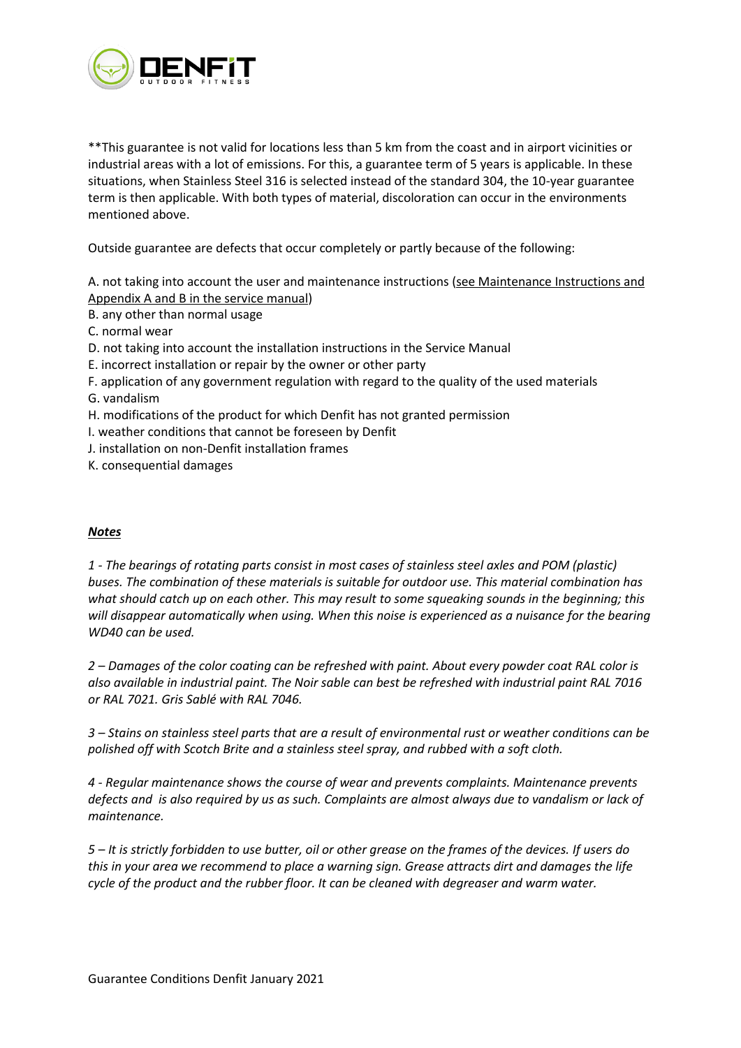**This guarantee is not valid for locations less than 5 km from the coast and in airport vicinities or industrial areas with a lot of emissions. For this, a guarantee term of 5 years is applicable. In these situations, when Stainless Steel 316 is selected instead of the standard 304, the 10-year guarantee term is then applicable. With both types of material, discoloration can occur in the environments mentioned above.

Outside guarantee are defects that occur completely or partly because of the following:

A. not taking into account the user and maintenance instructions (see Maintenance Instructions and Appendix A and B in the service manual)
B. any other than normal usage
C. normal wear
D. not taking into account the installation instructions in the Service Manual
E. incorrect installation or repair by the owner or other party
F. application of any government regulation with regard to the quality of the used materials
G. vandalism
H. modifications of the product for which Denfit has not granted permission
I. weather conditions that cannot be foreseen by Denfit
J. installation on non-Denfit installation frames
K. consequential damages

***Notes***

*1 - The bearings of rotating parts consist in most cases of stainless steel axles and POM (plastic) buses. The combination of these materials is suitable for outdoor use. This material combination has what should catch up on each other. This may result to some squeaking sounds in the beginning; this will disappear automatically when using. When this noise is experienced as a nuisance for the bearing WD40 can be used.*

*2 – Damages of the color coating can be refreshed with paint. About every powder coat RAL color is also available in industrial paint. The Noir sable can best be refreshed with industrial paint RAL 7016 or RAL 7021. Gris Sablé with RAL 7046.*

*3 – Stains on stainless steel parts that are a result of environmental rust or weather conditions can be polished off with Scotch Brite and a stainless steel spray, and rubbed with a soft cloth.*

*4 - Regular maintenance shows the course of wear and prevents complaints. Maintenance prevents defects and is also required by us as such. Complaints are almost always due to vandalism or lack of maintenance.*

*5 – It is strictly forbidden to use butter, oil or other grease on the frames of the devices. If users do this in your area we recommend to place a warning sign. Grease attracts dirt and damages the life cycle of the product and the rubber floor. It can be cleaned with degreaser and warm water.*